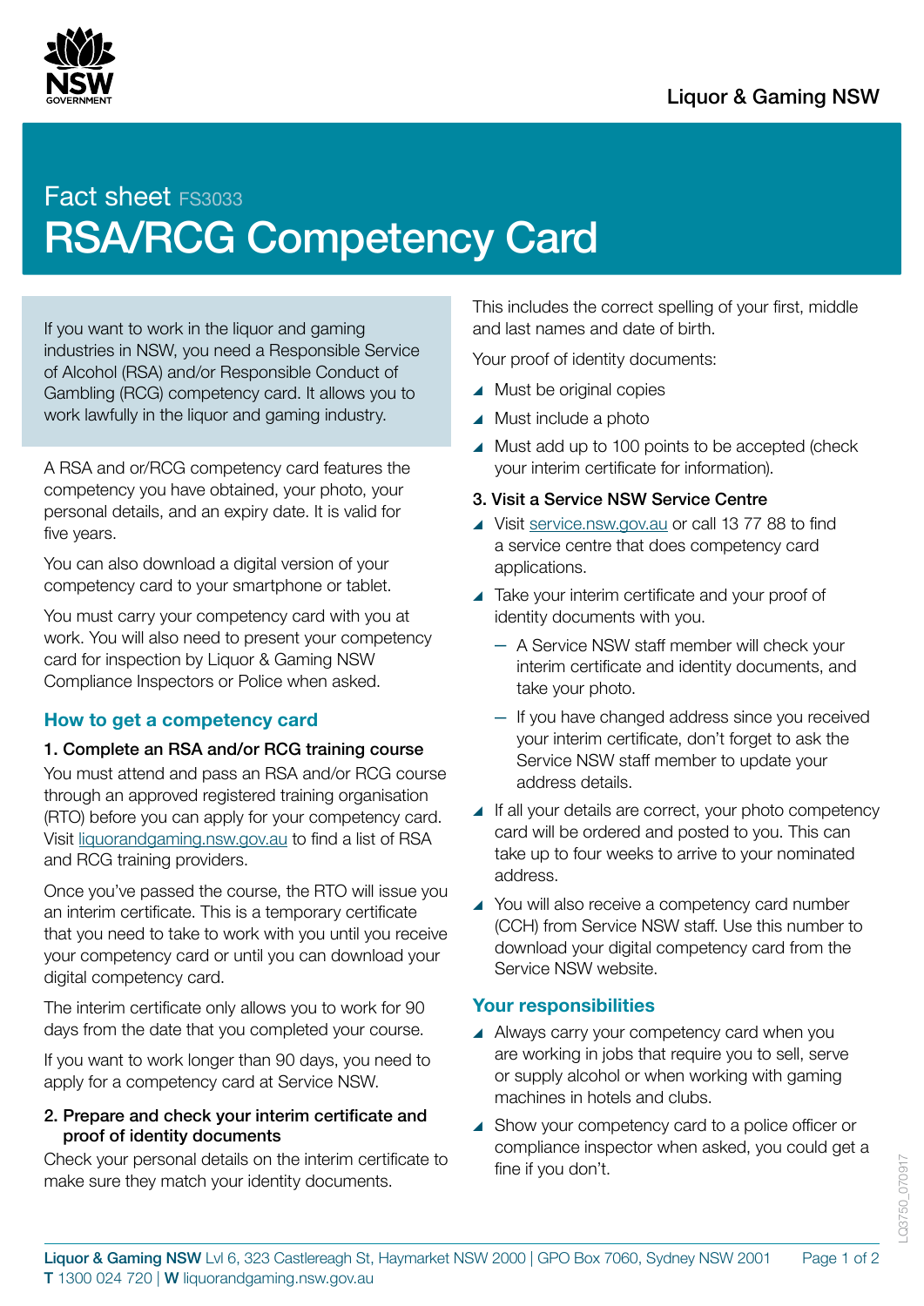Liquor & Gaming NSW

Fact sheet FS3033

# RSA/RCG Competency Card

If you want to work in the liquor and gaming industries in NSW, you need a Responsible Service of Alcohol (RSA) and/or Responsible Conduct of Gambling (RCG) competency card. It allows you to work lawfully in the liquor and gaming industry.

A RSA and or/RCG competency card features the competency you have obtained, your photo, your personal details, and an expiry date. It is valid for five years.

You can also download a digital version of your competency card to your smartphone or tablet.

You must carry your competency card with you at work. You will also need to present your competency card for inspection by Liquor & Gaming NSW Compliance Inspectors or Police when asked.

## How to get a competency card

### 1. Complete an RSA and/or RCG training course

You must attend and pass an RSA and/or RCG course through an approved registered training organisation (RTO) before you can apply for your competency card. Visit liquorandgaming.nsw.gov.au to find a list of RSA and RCG training providers.

Once you've passed the course, the RTO will issue you an interim certificate. This is a temporary certificate that you need to take to work with you until you receive your competency card or until you can download your digital competency card.

The interim certificate only allows you to work for 90 days from the date that you completed your course.

If you want to work longer than 90 days, you need to apply for a competency card at Service NSW.

### 2. Prepare and check your interim certificate and proof of identity documents

Check your personal details on the interim certificate to make sure they match your identity documents. This includes the correct spelling of your first, middle and last names and date of birth.

Your proof of identity documents:

- Must be original copies
- Must include a photo
- Must add up to 100 points to be accepted (check your interim certificate for information).

### 3. Visit a Service NSW Service Centre

- Visit service.nsw.gov.au or call 13 77 88 to find a service centre that does competency card applications.
- Take your interim certificate and your proof of identity documents with you.
  - A Service NSW staff member will check your interim certificate and identity documents, and take your photo.
  - If you have changed address since you received your interim certificate, don't forget to ask the Service NSW staff member to update your address details.
- If all your details are correct, your photo competency card will be ordered and posted to you. This can take up to four weeks to arrive to your nominated address.
- You will also receive a competency card number (CCH) from Service NSW staff. Use this number to download your digital competency card from the Service NSW website.

## Your responsibilities

- Always carry your competency card when you are working in jobs that require you to sell, serve or supply alcohol or when working with gaming machines in hotels and clubs.
- Show your competency card to a police officer or compliance inspector when asked, you could get a fine if you don't.

LG3750_070917

**Liquor & Gaming NSW** Lvl 6, 323 Castlereagh St, Haymarket NSW 2000 | GPO Box 7060, Sydney NSW 2001
**T** 1300 024 720 | **W** liquorandgaming.nsw.gov.au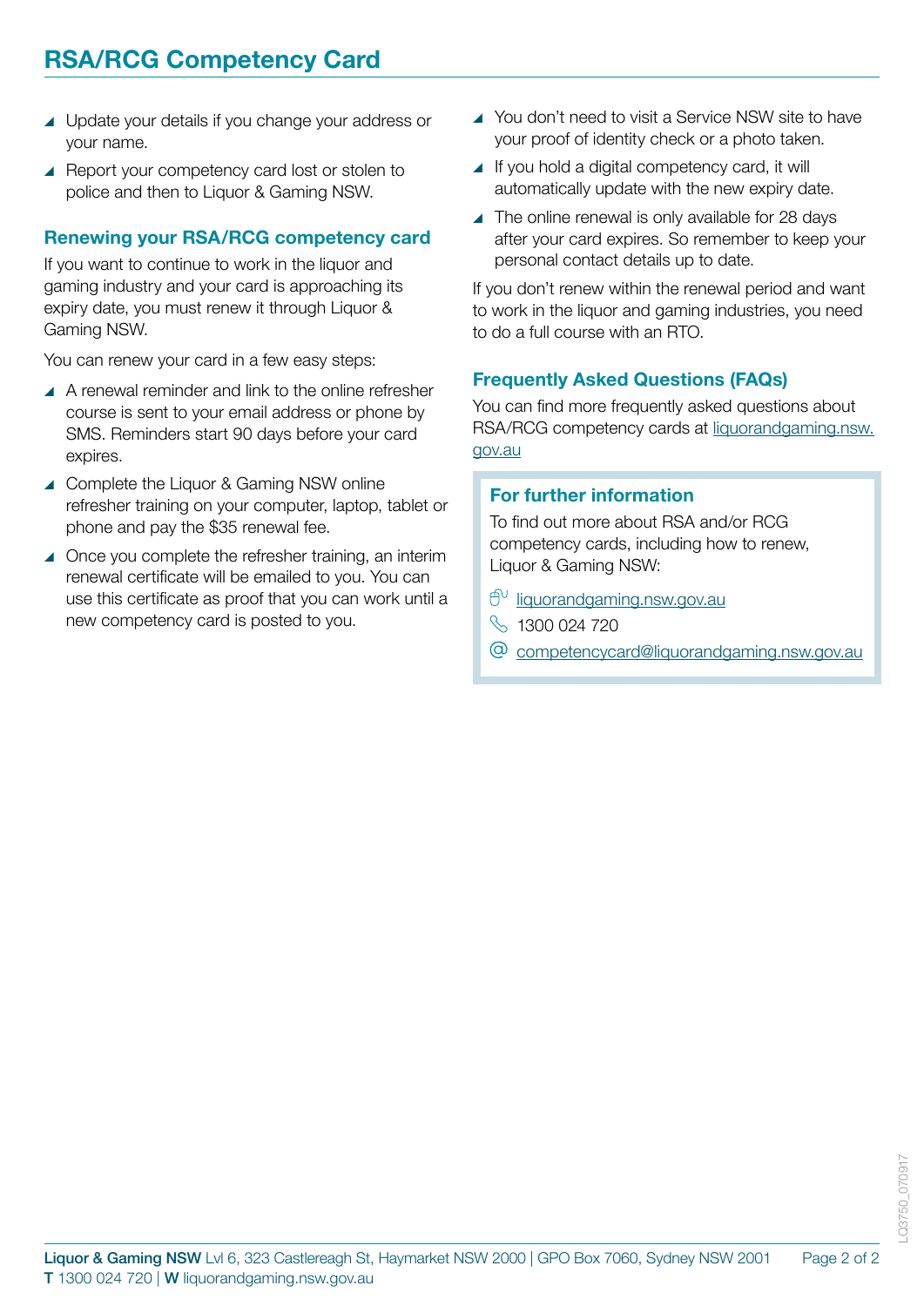- Update your details if you change your address or your name.
- Report your competency card lost or stolen to police and then to Liquor & Gaming NSW.

## Renewing your RSA/RCG competency card

If you want to continue to work in the liquor and gaming industry and your card is approaching its expiry date, you must renew it through Liquor & Gaming NSW.

You can renew your card in a few easy steps:

- A renewal reminder and link to the online refresher course is sent to your email address or phone by SMS. Reminders start 90 days before your card expires.
- Complete the Liquor & Gaming NSW online refresher training on your computer, laptop, tablet or phone and pay the $35 renewal fee.
- Once you complete the refresher training, an interim renewal certificate will be emailed to you. You can use this certificate as proof that you can work until a new competency card is posted to you.
- You don't need to visit a Service NSW site to have your proof of identity check or a photo taken.
- If you hold a digital competency card, it will automatically update with the new expiry date.
- The online renewal is only available for 28 days after your card expires. So remember to keep your personal contact details up to date.

If you don't renew within the renewal period and want to work in the liquor and gaming industries, you need to do a full course with an RTO.

## Frequently Asked Questions (FAQs)

You can find more frequently asked questions about RSA/RCG competency cards at liquorandgaming.nsw.gov.au

### For further information

To find out more about RSA and/or RCG competency cards, including how to renew, Liquor & Gaming NSW:

- liquorandgaming.nsw.gov.au
- 1300 024 720
- competencycard@liquorandgaming.nsw.gov.au

**Liquor & Gaming NSW** Lvl 6, 323 Castlereagh St, Haymarket NSW 2000 | GPO Box 7060, Sydney NSW 2001
**T** 1300 024 720 | **W** liquorandgaming.nsw.gov.au

LG3750_070917